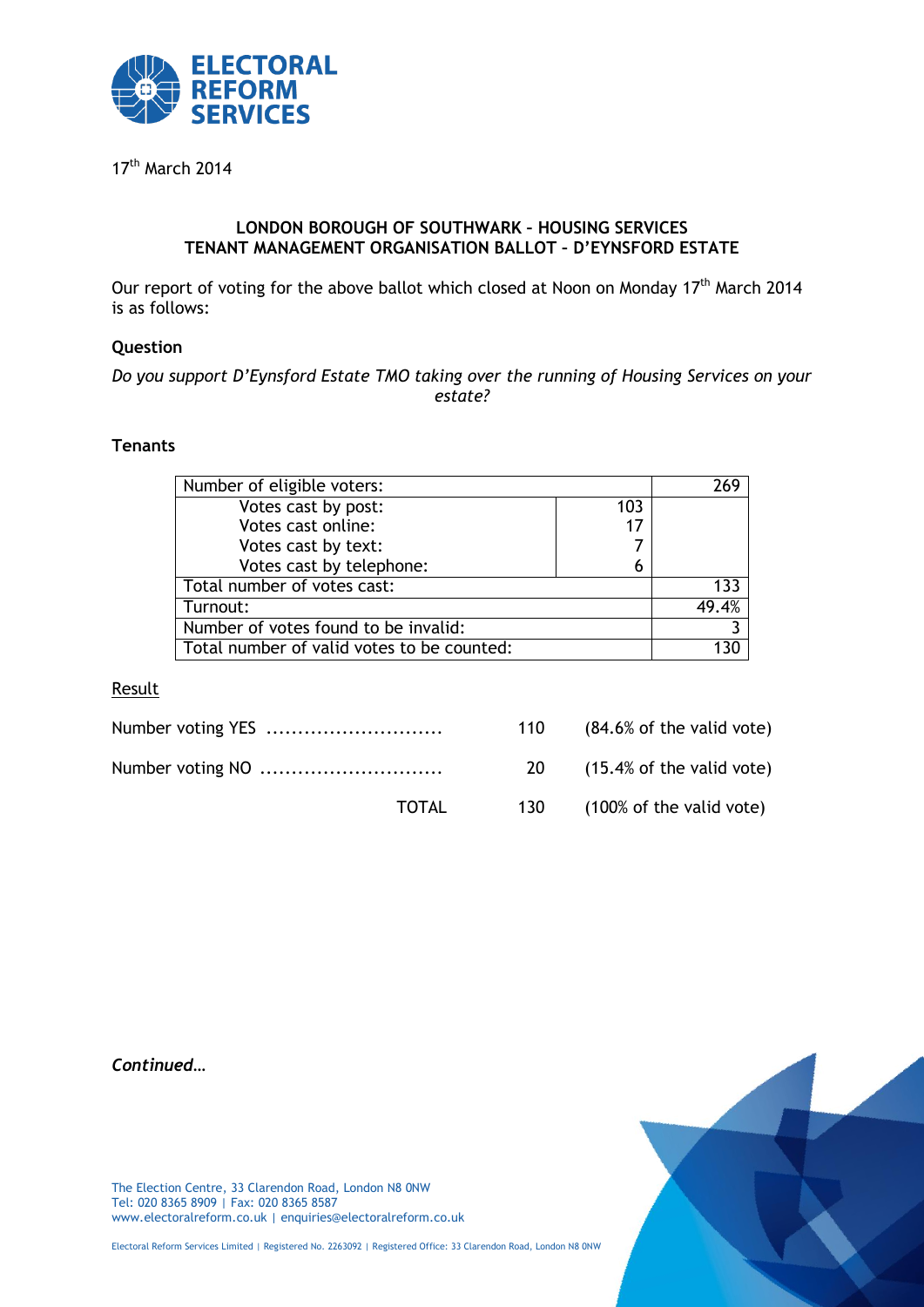ELECTORAL REFORM SERVICES

17th March 2014

**LONDON BOROUGH OF SOUTHWARK – HOUSING SERVICES**
**TENANT MANAGEMENT ORGANISATION BALLOT – D'EYNSFORD ESTATE**

Our report of voting for the above ballot which closed at Noon on Monday 17th March 2014 is as follows:

**Question**

*Do you support D'Eynsford Estate TMO taking over the running of Housing Services on your estate?*

**Tenants**

| Number of eligible voters: | | 269 |
|---|---|---|
| Votes cast by post: | 103 | |
| Votes cast online: | 17 | |
| Votes cast by text: | 7 | |
| Votes cast by telephone: | 6 | |
| Total number of votes cast: | | 133 |
| Turnout: | | 49.4% |
| Number of votes found to be invalid: | | 3 |
| Total number of valid votes to be counted: | | 130 |

Result

| | | |
|---|---|---|
| Number voting YES ............................ | 110 | (84.6% of the valid vote) |
| Number voting NO ............................. | 20 | (15.4% of the valid vote) |
| TOTAL | 130 | (100% of the valid vote) |

***Continued…***

The Election Centre, 33 Clarendon Road, London N8 0NW
Tel: 020 8365 8909 | Fax: 020 8365 8587
www.electoralreform.co.uk | enquiries@electoralreform.co.uk

Electoral Reform Services Limited | Registered No. 2263092 | Registered Office: 33 Clarendon Road, London N8 0NW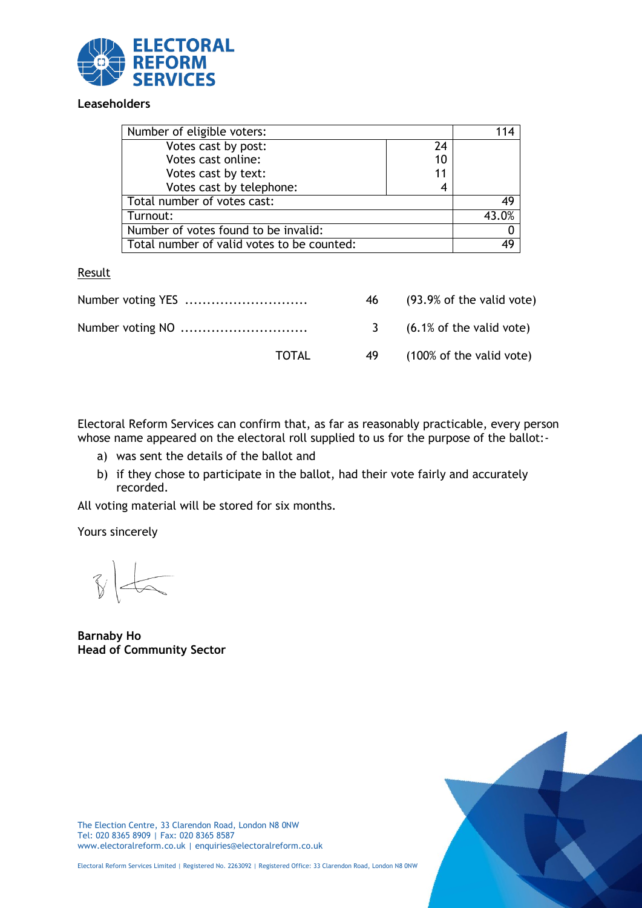**Leaseholders**

| | | |
|---|---|---|
| Number of eligible voters: | | 114 |
| Votes cast by post: | 24 | |
| Votes cast online: | 10 | |
| Votes cast by text: | 11 | |
| Votes cast by telephone: | 4 | |
| Total number of votes cast: | | 49 |
| Turnout: | | 43.0% |
| Number of votes found to be invalid: | | 0 |
| Total number of valid votes to be counted: | | 49 |

Result

| | | |
|---|---|---|
| Number voting YES ............................ | 46 | (93.9% of the valid vote) |
| Number voting NO ............................. | 3 | (6.1% of the valid vote) |
| TOTAL | 49 | (100% of the valid vote) |

Electoral Reform Services can confirm that, as far as reasonably practicable, every person whose name appeared on the electoral roll supplied to us for the purpose of the ballot:-

a) was sent the details of the ballot and
b) if they chose to participate in the ballot, had their vote fairly and accurately recorded.

All voting material will be stored for six months.

Yours sincerely

**Barnaby Ho**
**Head of Community Sector**

The Election Centre, 33 Clarendon Road, London N8 0NW
Tel: 020 8365 8909 | Fax: 020 8365 8587
www.electoralreform.co.uk | enquiries@electoralreform.co.uk

Electoral Reform Services Limited | Registered No. 2263092 | Registered Office: 33 Clarendon Road, London N8 0NW